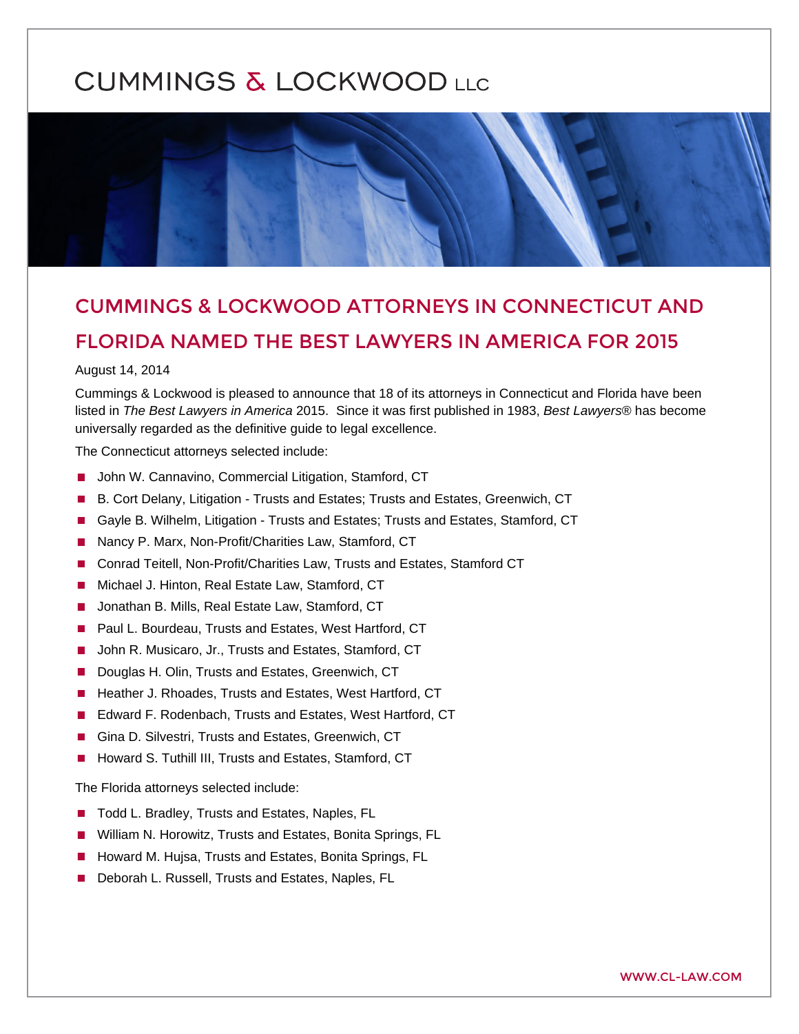# CUMMINGS & LOCKWOOD LLC

## CUMMINGS & LOCKWOOD ATTORNEYS IN CONNECTICUT AND FLORIDA NAMED THE BEST LAWYERS IN AMERICA FOR 2015

August 14, 2014

Cummings & Lockwood is pleased to announce that 18 of its attorneys in Connecticut and Florida have been listed in *The Best Lawyers in America* 2015. Since it was first published in 1983, *Best Lawyers®* has become universally regarded as the definitive guide to legal excellence.

The Connecticut attorneys selected include:

- John W. Cannavino, Commercial Litigation, Stamford, CT
- B. Cort Delany, Litigation - Trusts and Estates; Trusts and Estates, Greenwich, CT
- Gayle B. Wilhelm, Litigation - Trusts and Estates; Trusts and Estates, Stamford, CT
- Nancy P. Marx, Non-Profit/Charities Law, Stamford, CT
- Conrad Teitell, Non-Profit/Charities Law, Trusts and Estates, Stamford CT
- Michael J. Hinton, Real Estate Law, Stamford, CT
- Jonathan B. Mills, Real Estate Law, Stamford, CT
- Paul L. Bourdeau, Trusts and Estates, West Hartford, CT
- John R. Musicaro, Jr., Trusts and Estates, Stamford, CT
- Douglas H. Olin, Trusts and Estates, Greenwich, CT
- Heather J. Rhoades, Trusts and Estates, West Hartford, CT
- Edward F. Rodenbach, Trusts and Estates, West Hartford, CT
- Gina D. Silvestri, Trusts and Estates, Greenwich, CT
- Howard S. Tuthill III, Trusts and Estates, Stamford, CT

The Florida attorneys selected include:

- Todd L. Bradley, Trusts and Estates, Naples, FL
- William N. Horowitz, Trusts and Estates, Bonita Springs, FL
- Howard M. Hujsa, Trusts and Estates, Bonita Springs, FL
- Deborah L. Russell, Trusts and Estates, Naples, FL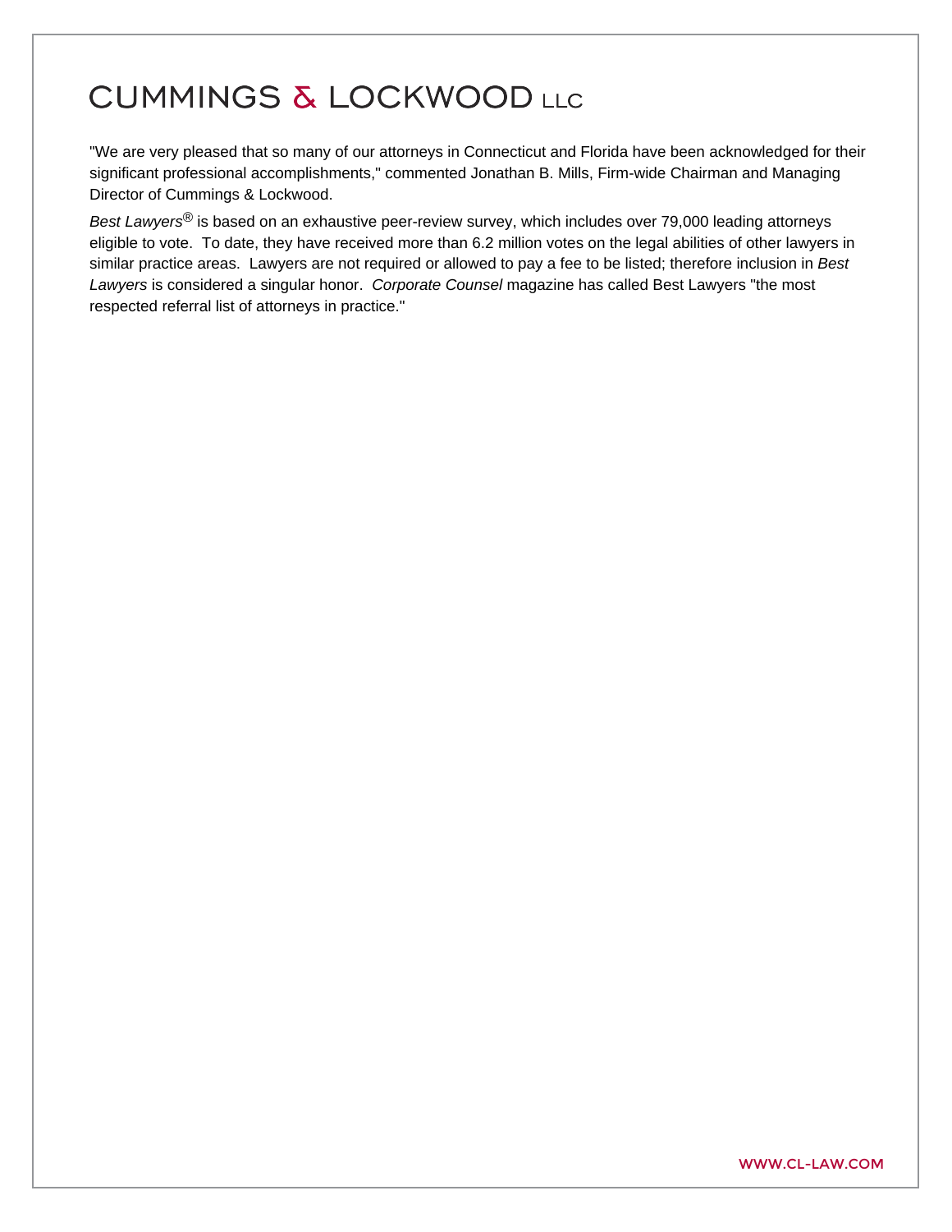"We are very pleased that so many of our attorneys in Connecticut and Florida have been acknowledged for their significant professional accomplishments," commented Jonathan B. Mills, Firm-wide Chairman and Managing Director of Cummings & Lockwood.

*Best Lawyers*® is based on an exhaustive peer-review survey, which includes over 79,000 leading attorneys eligible to vote. To date, they have received more than 6.2 million votes on the legal abilities of other lawyers in similar practice areas. Lawyers are not required or allowed to pay a fee to be listed; therefore inclusion in *Best Lawyers* is considered a singular honor. *Corporate Counsel* magazine has called Best Lawyers "the most respected referral list of attorneys in practice."